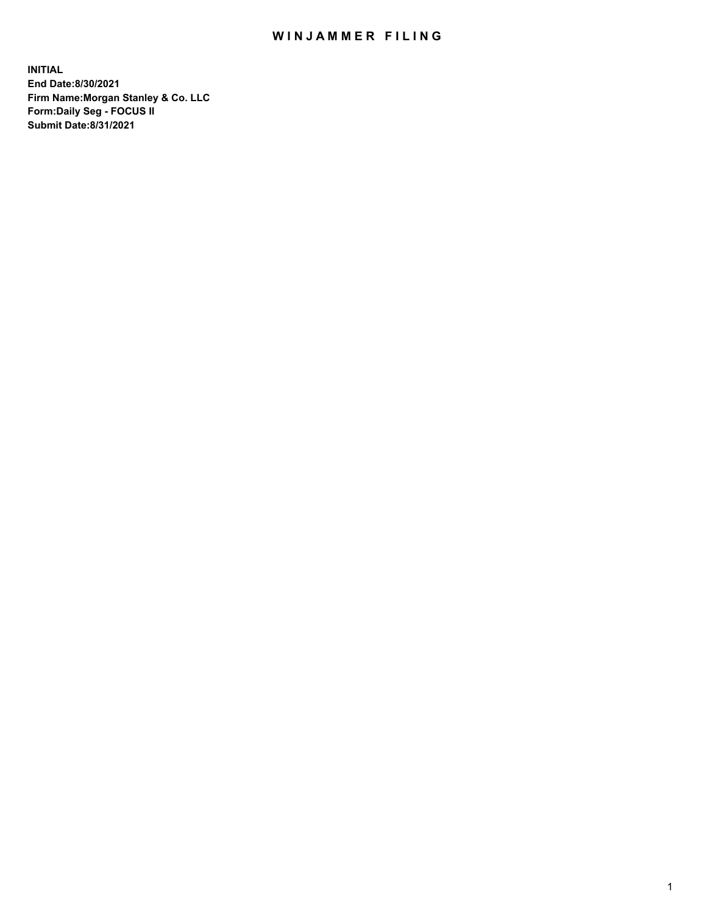# WINJAMMER FILING

**INITIAL**
**End Date:8/30/2021**
**Firm Name:Morgan Stanley & Co. LLC**
**Form:Daily Seg - FOCUS II**
**Submit Date:8/31/2021**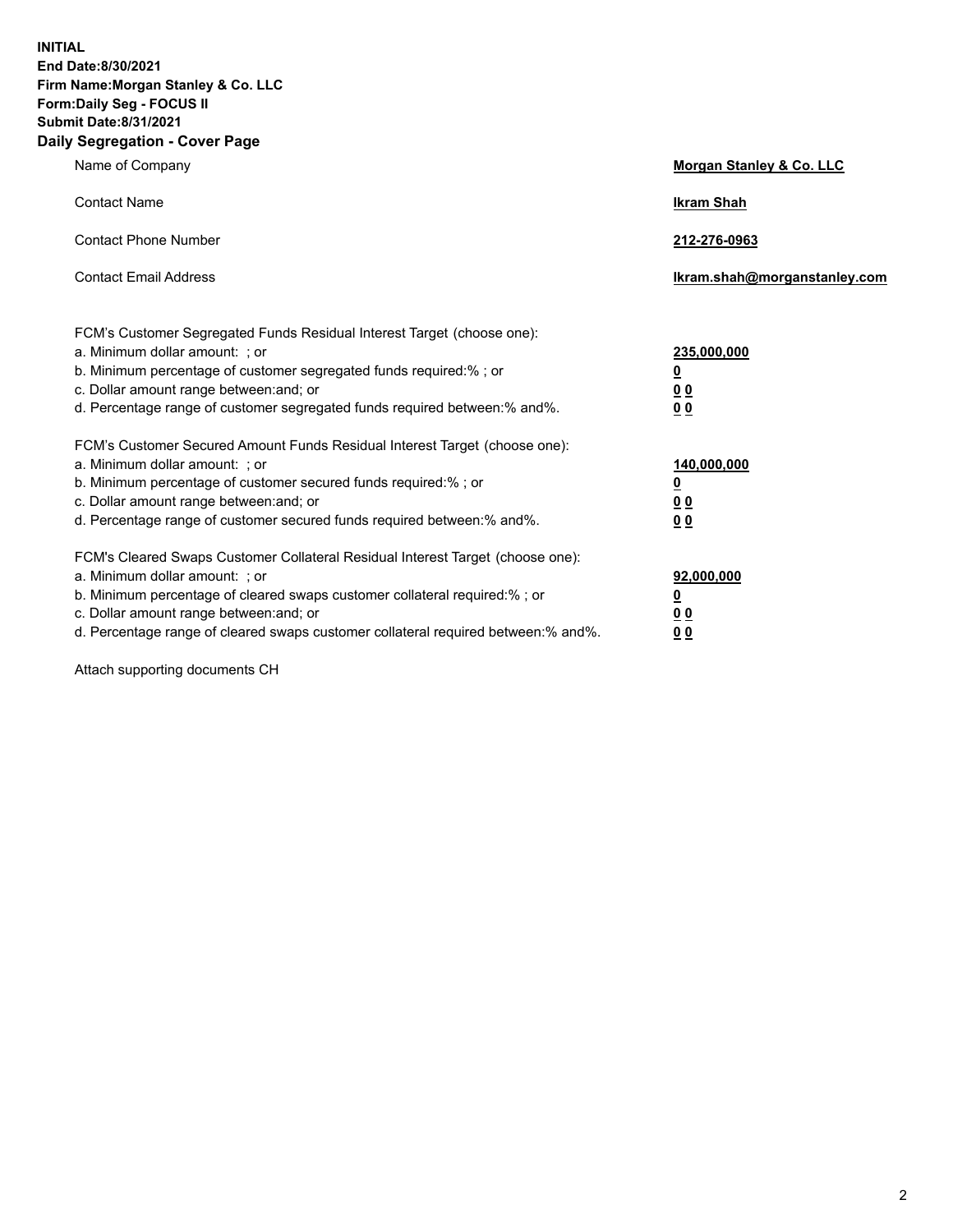**INITIAL**
**End Date:8/30/2021**
**Firm Name:Morgan Stanley & Co. LLC**
**Form:Daily Seg - FOCUS II**
**Submit Date:8/31/2021**

## Daily Segregation - Cover Page

| | |
|---|---|
| Name of Company | **Morgan Stanley & Co. LLC** |
| Contact Name | **Ikram Shah** |
| Contact Phone Number | **212-276-0963** |
| Contact Email Address | **Ikram.shah@morganstanley.com** |

| | |
|---|---|
| FCM's Customer Segregated Funds Residual Interest Target (choose one): | |
| a. Minimum dollar amount: ; or | **235,000,000** |
| b. Minimum percentage of customer segregated funds required:% ; or | **0** |
| c. Dollar amount range between:and; or | **0 0** |
| d. Percentage range of customer segregated funds required between:% and%. | **0 0** |
| FCM's Customer Secured Amount Funds Residual Interest Target (choose one): | |
| a. Minimum dollar amount: ; or | **140,000,000** |
| b. Minimum percentage of customer secured funds required:% ; or | **0** |
| c. Dollar amount range between:and; or | **0 0** |
| d. Percentage range of customer secured funds required between:% and%. | **0 0** |
| FCM's Cleared Swaps Customer Collateral Residual Interest Target (choose one): | |
| a. Minimum dollar amount: ; or | **92,000,000** |
| b. Minimum percentage of cleared swaps customer collateral required:% ; or | **0** |
| c. Dollar amount range between:and; or | **0 0** |
| d. Percentage range of cleared swaps customer collateral required between:% and%. | **0 0** |

Attach supporting documents CH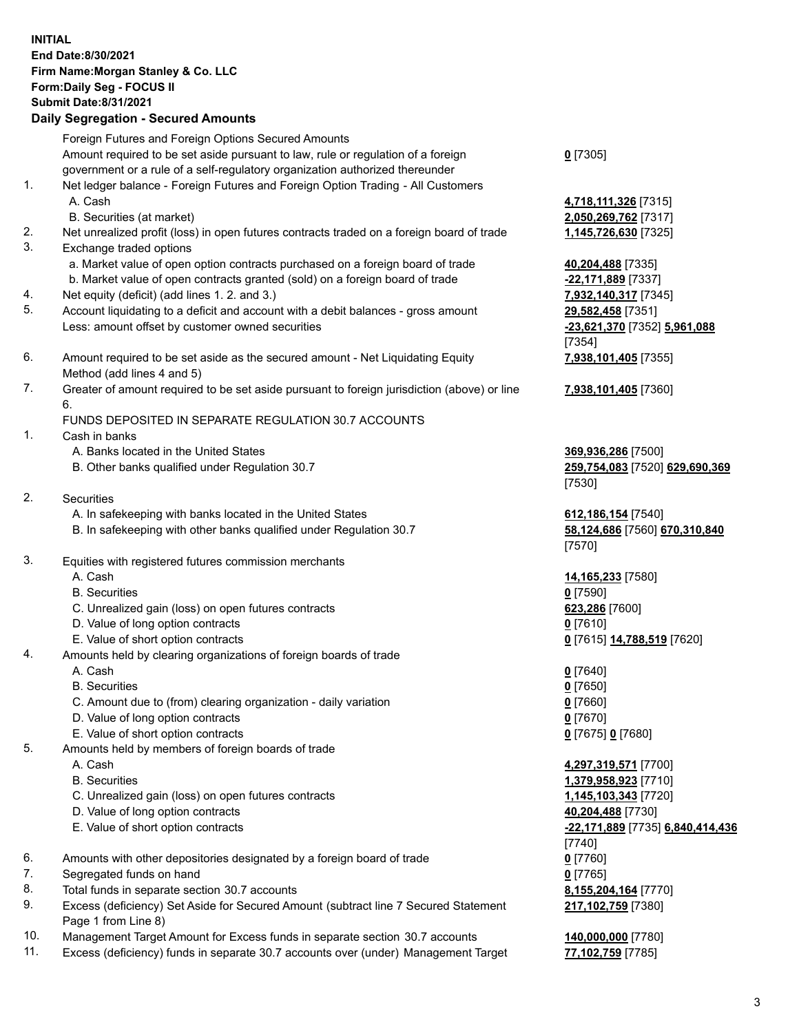**INITIAL**
**End Date:8/30/2021**
**Firm Name:Morgan Stanley & Co. LLC**
**Form:Daily Seg - FOCUS II**
**Submit Date:8/31/2021**

## Daily Segregation - Secured Amounts

| | | |
|---|---|---|
| | Foreign Futures and Foreign Options Secured Amounts | |
| | Amount required to be set aside pursuant to law, rule or regulation of a foreign government or a rule of a self-regulatory organization authorized thereunder | **0** [7305] |
| 1. | Net ledger balance - Foreign Futures and Foreign Option Trading - All Customers | |
| | A. Cash | **4,718,111,326** [7315] |
| | B. Securities (at market) | **2,050,269,762** [7317] |
| 2. | Net unrealized profit (loss) in open futures contracts traded on a foreign board of trade | **1,145,726,630** [7325] |
| 3. | Exchange traded options | |
| | a. Market value of open option contracts purchased on a foreign board of trade | **40,204,488** [7335] |
| | b. Market value of open contracts granted (sold) on a foreign board of trade | **-22,171,889** [7337] |
| 4. | Net equity (deficit) (add lines 1. 2. and 3.) | **7,932,140,317** [7345] |
| 5. | Account liquidating to a deficit and account with a debit balances - gross amount | **29,582,458** [7351] |
| | Less: amount offset by customer owned securities | **-23,621,370** [7352] **5,961,088** [7354] |
| 6. | Amount required to be set aside as the secured amount - Net Liquidating Equity Method (add lines 4 and 5) | **7,938,101,405** [7355] |
| 7. | Greater of amount required to be set aside pursuant to foreign jurisdiction (above) or line 6. | **7,938,101,405** [7360] |
| | FUNDS DEPOSITED IN SEPARATE REGULATION 30.7 ACCOUNTS | |
| 1. | Cash in banks | |
| | A. Banks located in the United States | **369,936,286** [7500] |
| | B. Other banks qualified under Regulation 30.7 | **259,754,083** [7520] **629,690,369** [7530] |
| 2. | Securities | |
| | A. In safekeeping with banks located in the United States | **612,186,154** [7540] |
| | B. In safekeeping with other banks qualified under Regulation 30.7 | **58,124,686** [7560] **670,310,840** [7570] |
| 3. | Equities with registered futures commission merchants | |
| | A. Cash | **14,165,233** [7580] |
| | B. Securities | **0** [7590] |
| | C. Unrealized gain (loss) on open futures contracts | **623,286** [7600] |
| | D. Value of long option contracts | **0** [7610] |
| | E. Value of short option contracts | **0** [7615] **14,788,519** [7620] |
| 4. | Amounts held by clearing organizations of foreign boards of trade | |
| | A. Cash | **0** [7640] |
| | B. Securities | **0** [7650] |
| | C. Amount due to (from) clearing organization - daily variation | **0** [7660] |
| | D. Value of long option contracts | **0** [7670] |
| | E. Value of short option contracts | **0** [7675] **0** [7680] |
| 5. | Amounts held by members of foreign boards of trade | |
| | A. Cash | **4,297,319,571** [7700] |
| | B. Securities | **1,379,958,923** [7710] |
| | C. Unrealized gain (loss) on open futures contracts | **1,145,103,343** [7720] |
| | D. Value of long option contracts | **40,204,488** [7730] |
| | E. Value of short option contracts | **-22,171,889** [7735] **6,840,414,436** [7740] |
| 6. | Amounts with other depositories designated by a foreign board of trade | **0** [7760] |
| 7. | Segregated funds on hand | **0** [7765] |
| 8. | Total funds in separate section 30.7 accounts | **8,155,204,164** [7770] |
| 9. | Excess (deficiency) Set Aside for Secured Amount (subtract line 7 Secured Statement Page 1 from Line 8) | **217,102,759** [7380] |
| 10. | Management Target Amount for Excess funds in separate section 30.7 accounts | **140,000,000** [7780] |
| 11. | Excess (deficiency) funds in separate 30.7 accounts over (under) Management Target | **77,102,759** [7785] |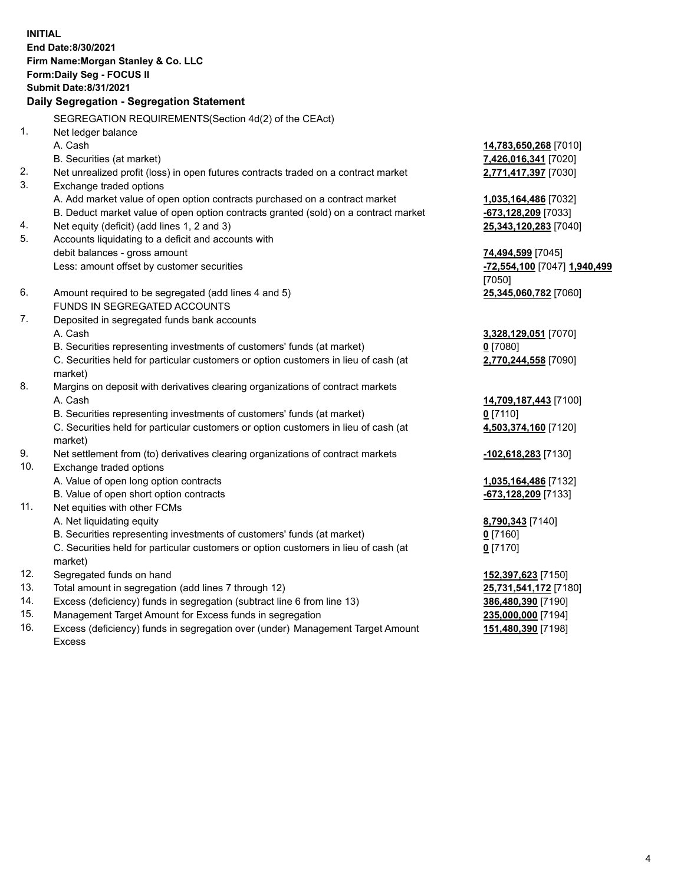**INITIAL**
**End Date:8/30/2021**
**Firm Name:Morgan Stanley & Co. LLC**
**Form:Daily Seg - FOCUS II**
**Submit Date:8/31/2021**

## Daily Segregation - Segregation Statement

SEGREGATION REQUIREMENTS(Section 4d(2) of the CEAct)

| | | |
|---|---|---|
| 1. | Net ledger balance | |
| | A. Cash | **14,783,650,268** [7010] |
| | B. Securities (at market) | **7,426,016,341** [7020] |
| 2. | Net unrealized profit (loss) in open futures contracts traded on a contract market | **2,771,417,397** [7030] |
| 3. | Exchange traded options | |
| | A. Add market value of open option contracts purchased on a contract market | **1,035,164,486** [7032] |
| | B. Deduct market value of open option contracts granted (sold) on a contract market | **-673,128,209** [7033] |
| 4. | Net equity (deficit) (add lines 1, 2 and 3) | **25,343,120,283** [7040] |
| 5. | Accounts liquidating to a deficit and accounts with debit balances - gross amount | **74,494,599** [7045] |
| | Less: amount offset by customer securities | **-72,554,100** [7047] **1,940,499** [7050] |
| 6. | Amount required to be segregated (add lines 4 and 5) | **25,345,060,782** [7060] |
| | FUNDS IN SEGREGATED ACCOUNTS | |
| 7. | Deposited in segregated funds bank accounts | |
| | A. Cash | **3,328,129,051** [7070] |
| | B. Securities representing investments of customers' funds (at market) | **0** [7080] |
| | C. Securities held for particular customers or option customers in lieu of cash (at market) | **2,770,244,558** [7090] |
| 8. | Margins on deposit with derivatives clearing organizations of contract markets | |
| | A. Cash | **14,709,187,443** [7100] |
| | B. Securities representing investments of customers' funds (at market) | **0** [7110] |
| | C. Securities held for particular customers or option customers in lieu of cash (at market) | **4,503,374,160** [7120] |
| 9. | Net settlement from (to) derivatives clearing organizations of contract markets | **-102,618,283** [7130] |
| 10. | Exchange traded options | |
| | A. Value of open long option contracts | **1,035,164,486** [7132] |
| | B. Value of open short option contracts | **-673,128,209** [7133] |
| 11. | Net equities with other FCMs | |
| | A. Net liquidating equity | **8,790,343** [7140] |
| | B. Securities representing investments of customers' funds (at market) | **0** [7160] |
| | C. Securities held for particular customers or option customers in lieu of cash (at market) | **0** [7170] |
| 12. | Segregated funds on hand | **152,397,623** [7150] |
| 13. | Total amount in segregation (add lines 7 through 12) | **25,731,541,172** [7180] |
| 14. | Excess (deficiency) funds in segregation (subtract line 6 from line 13) | **386,480,390** [7190] |
| 15. | Management Target Amount for Excess funds in segregation | **235,000,000** [7194] |
| 16. | Excess (deficiency) funds in segregation over (under) Management Target Amount Excess | **151,480,390** [7198] |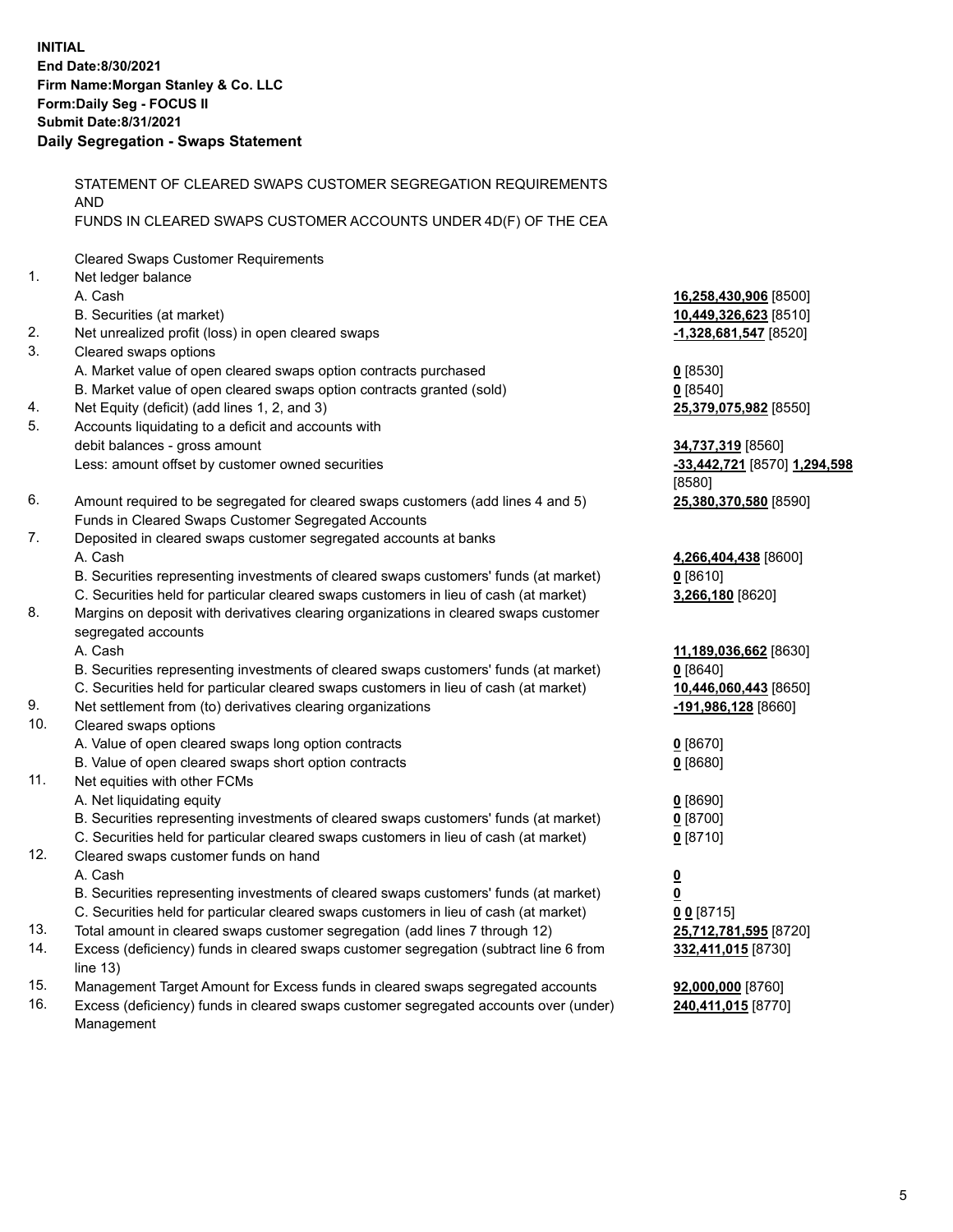**INITIAL**
**End Date:8/30/2021**
**Firm Name:Morgan Stanley & Co. LLC**
**Form:Daily Seg - FOCUS II**
**Submit Date:8/31/2021**
**Daily Segregation - Swaps Statement**

STATEMENT OF CLEARED SWAPS CUSTOMER SEGREGATION REQUIREMENTS AND
FUNDS IN CLEARED SWAPS CUSTOMER ACCOUNTS UNDER 4D(F) OF THE CEA

| | | |
|---|---|---|
| | Cleared Swaps Customer Requirements | |
| 1. | Net ledger balance | |
| | A. Cash | **16,258,430,906** [8500] |
| | B. Securities (at market) | **10,449,326,623** [8510] |
| 2. | Net unrealized profit (loss) in open cleared swaps | **-1,328,681,547** [8520] |
| 3. | Cleared swaps options | |
| | A. Market value of open cleared swaps option contracts purchased | **0** [8530] |
| | B. Market value of open cleared swaps option contracts granted (sold) | **0** [8540] |
| 4. | Net Equity (deficit) (add lines 1, 2, and 3) | **25,379,075,982** [8550] |
| 5. | Accounts liquidating to a deficit and accounts with debit balances - gross amount | **34,737,319** [8560] |
| | Less: amount offset by customer owned securities | **-33,442,721** [8570] **1,294,598** [8580] |
| 6. | Amount required to be segregated for cleared swaps customers (add lines 4 and 5) | **25,380,370,580** [8590] |
| | Funds in Cleared Swaps Customer Segregated Accounts | |
| 7. | Deposited in cleared swaps customer segregated accounts at banks | |
| | A. Cash | **4,266,404,438** [8600] |
| | B. Securities representing investments of cleared swaps customers' funds (at market) | **0** [8610] |
| | C. Securities held for particular cleared swaps customers in lieu of cash (at market) | **3,266,180** [8620] |
| 8. | Margins on deposit with derivatives clearing organizations in cleared swaps customer segregated accounts | |
| | A. Cash | **11,189,036,662** [8630] |
| | B. Securities representing investments of cleared swaps customers' funds (at market) | **0** [8640] |
| | C. Securities held for particular cleared swaps customers in lieu of cash (at market) | **10,446,060,443** [8650] |
| 9. | Net settlement from (to) derivatives clearing organizations | **-191,986,128** [8660] |
| 10. | Cleared swaps options | |
| | A. Value of open cleared swaps long option contracts | **0** [8670] |
| | B. Value of open cleared swaps short option contracts | **0** [8680] |
| 11. | Net equities with other FCMs | |
| | A. Net liquidating equity | **0** [8690] |
| | B. Securities representing investments of cleared swaps customers' funds (at market) | **0** [8700] |
| | C. Securities held for particular cleared swaps customers in lieu of cash (at market) | **0** [8710] |
| 12. | Cleared swaps customer funds on hand | |
| | A. Cash | **0** |
| | B. Securities representing investments of cleared swaps customers' funds (at market) | **0** |
| | C. Securities held for particular cleared swaps customers in lieu of cash (at market) | **0** **0** [8715] |
| 13. | Total amount in cleared swaps customer segregation (add lines 7 through 12) | **25,712,781,595** [8720] |
| 14. | Excess (deficiency) funds in cleared swaps customer segregation (subtract line 6 from line 13) | **332,411,015** [8730] |
| 15. | Management Target Amount for Excess funds in cleared swaps segregated accounts | **92,000,000** [8760] |
| 16. | Excess (deficiency) funds in cleared swaps customer segregated accounts over (under) Management | **240,411,015** [8770] |